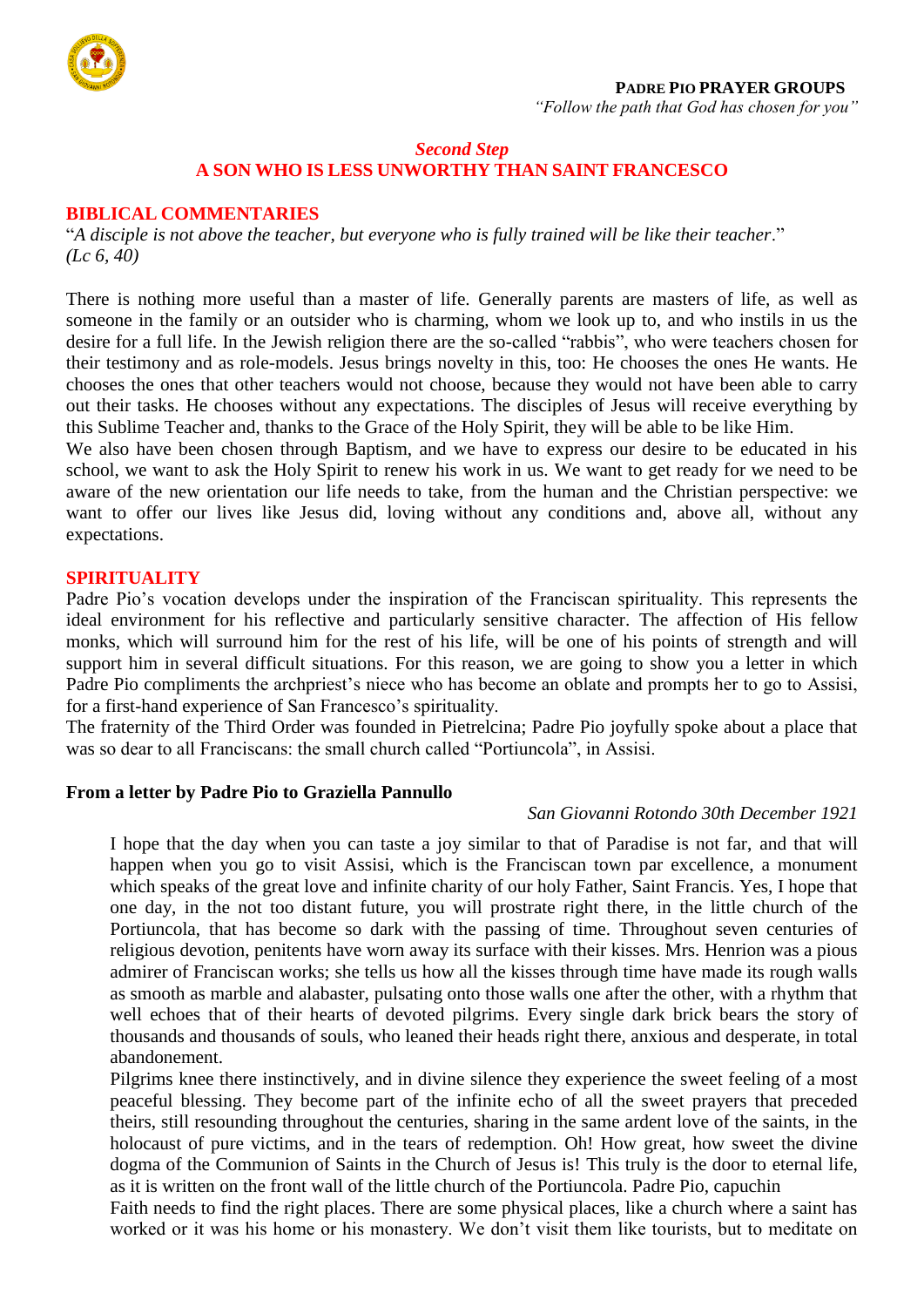**PADRE PIO PRAYER GROUPS**

*"Follow the path that God has chosen for you"*

## *Second Step*
## A SON WHO IS LESS UNWORTHY THAN SAINT FRANCESCO

### BIBLICAL COMMENTARIES

"*A disciple is not above the teacher, but everyone who is fully trained will be like their teacher*." *(Lc 6, 40)*

There is nothing more useful than a master of life. Generally parents are masters of life, as well as someone in the family or an outsider who is charming, whom we look up to, and who instils in us the desire for a full life. In the Jewish religion there are the so-called "rabbis", who were teachers chosen for their testimony and as role-models. Jesus brings novelty in this, too: He chooses the ones He wants. He chooses the ones that other teachers would not choose, because they would not have been able to carry out their tasks. He chooses without any expectations. The disciples of Jesus will receive everything by this Sublime Teacher and, thanks to the Grace of the Holy Spirit, they will be able to be like Him.
We also have been chosen through Baptism, and we have to express our desire to be educated in his school, we want to ask the Holy Spirit to renew his work in us. We want to get ready for we need to be aware of the new orientation our life needs to take, from the human and the Christian perspective: we want to offer our lives like Jesus did, loving without any conditions and, above all, without any expectations.

### SPIRITUALITY

Padre Pio's vocation develops under the inspiration of the Franciscan spirituality. This represents the ideal environment for his reflective and particularly sensitive character. The affection of His fellow monks, which will surround him for the rest of his life, will be one of his points of strength and will support him in several difficult situations. For this reason, we are going to show you a letter in which Padre Pio compliments the archpriest's niece who has become an oblate and prompts her to go to Assisi, for a first-hand experience of San Francesco's spirituality.
The fraternity of the Third Order was founded in Pietrelcina; Padre Pio joyfully spoke about a place that was so dear to all Franciscans: the small church called "Portiuncola", in Assisi.

**From a letter by Padre Pio to Graziella Pannullo**

*San Giovanni Rotondo 30th December 1921*

> I hope that the day when you can taste a joy similar to that of Paradise is not far, and that will happen when you go to visit Assisi, which is the Franciscan town par excellence, a monument which speaks of the great love and infinite charity of our holy Father, Saint Francis. Yes, I hope that one day, in the not too distant future, you will prostrate right there, in the little church of the Portiuncola, that has become so dark with the passing of time. Throughout seven centuries of religious devotion, penitents have worn away its surface with their kisses. Mrs. Henrion was a pious admirer of Franciscan works; she tells us how all the kisses through time have made its rough walls as smooth as marble and alabaster, pulsating onto those walls one after the other, with a rhythm that well echoes that of their hearts of devoted pilgrims. Every single dark brick bears the story of thousands and thousands of souls, who leaned their heads right there, anxious and desperate, in total abandonement.
> Pilgrims knee there instinctively, and in divine silence they experience the sweet feeling of a most peaceful blessing. They become part of the infinite echo of all the sweet prayers that preceded theirs, still resounding throughout the centuries, sharing in the same ardent love of the saints, in the holocaust of pure victims, and in the tears of redemption. Oh! How great, how sweet the divine dogma of the Communion of Saints in the Church of Jesus is! This truly is the door to eternal life, as it is written on the front wall of the little church of the Portiuncola. Padre Pio, capuchin
> Faith needs to find the right places. There are some physical places, like a church where a saint has worked or it was his home or his monastery. We don't visit them like tourists, but to meditate on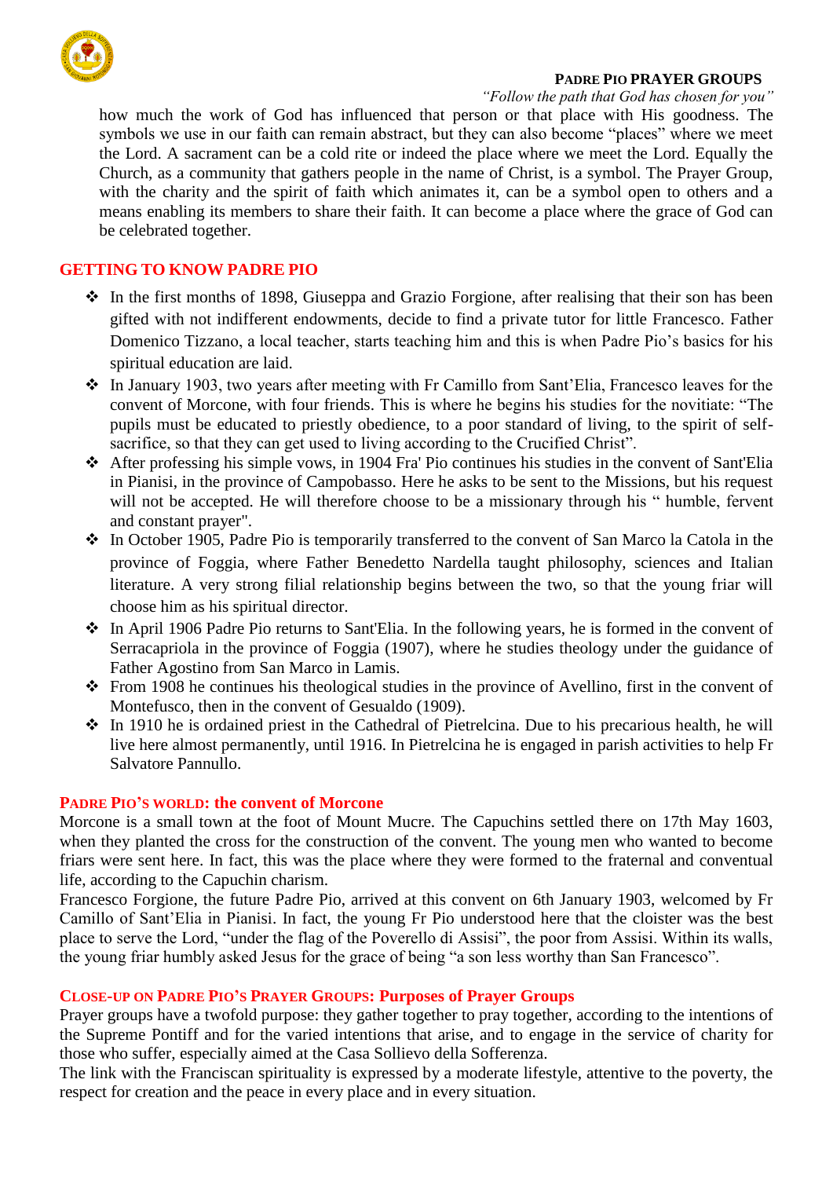how much the work of God has influenced that person or that place with His goodness. The symbols we use in our faith can remain abstract, but they can also become “places” where we meet the Lord. A sacrament can be a cold rite or indeed the place where we meet the Lord. Equally the Church, as a community that gathers people in the name of Christ, is a symbol. The Prayer Group, with the charity and the spirit of faith which animates it, can be a symbol open to others and a means enabling its members to share their faith. It can become a place where the grace of God can be celebrated together.

## GETTING TO KNOW PADRE PIO

- In the first months of 1898, Giuseppa and Grazio Forgione, after realising that their son has been gifted with not indifferent endowments, decide to find a private tutor for little Francesco. Father Domenico Tizzano, a local teacher, starts teaching him and this is when Padre Pio’s basics for his spiritual education are laid.
- In January 1903, two years after meeting with Fr Camillo from Sant’Elia, Francesco leaves for the convent of Morcone, with four friends. This is where he begins his studies for the novitiate: “The pupils must be educated to priestly obedience, to a poor standard of living, to the spirit of self-sacrifice, so that they can get used to living according to the Crucified Christ”.
- After professing his simple vows, in 1904 Fra' Pio continues his studies in the convent of Sant'Elia in Pianisi, in the province of Campobasso. Here he asks to be sent to the Missions, but his request will not be accepted. He will therefore choose to be a missionary through his “ humble, fervent and constant prayer".
- In October 1905, Padre Pio is temporarily transferred to the convent of San Marco la Catola in the province of Foggia, where Father Benedetto Nardella taught philosophy, sciences and Italian literature. A very strong filial relationship begins between the two, so that the young friar will choose him as his spiritual director.
- In April 1906 Padre Pio returns to Sant'Elia. In the following years, he is formed in the convent of Serracapriola in the province of Foggia (1907), where he studies theology under the guidance of Father Agostino from San Marco in Lamis.
- From 1908 he continues his theological studies in the province of Avellino, first in the convent of Montefusco, then in the convent of Gesualdo (1909).
- In 1910 he is ordained priest in the Cathedral of Pietrelcina. Due to his precarious health, he will live here almost permanently, until 1916. In Pietrelcina he is engaged in parish activities to help Fr Salvatore Pannullo.

### PADRE PIO’S WORLD: the convent of Morcone

Morcone is a small town at the foot of Mount Mucre. The Capuchins settled there on 17th May 1603, when they planted the cross for the construction of the convent. The young men who wanted to become friars were sent here. In fact, this was the place where they were formed to the fraternal and conventual life, according to the Capuchin charism.

Francesco Forgione, the future Padre Pio, arrived at this convent on 6th January 1903, welcomed by Fr Camillo of Sant’Elia in Pianisi. In fact, the young Fr Pio understood here that the cloister was the best place to serve the Lord, “under the flag of the Poverello di Assisi”, the poor from Assisi. Within its walls, the young friar humbly asked Jesus for the grace of being “a son less worthy than San Francesco”.

### CLOSE-UP ON PADRE PIO’S PRAYER GROUPS: Purposes of Prayer Groups

Prayer groups have a twofold purpose: they gather together to pray together, according to the intentions of the Supreme Pontiff and for the varied intentions that arise, and to engage in the service of charity for those who suffer, especially aimed at the Casa Sollievo della Sofferenza.

The link with the Franciscan spirituality is expressed by a moderate lifestyle, attentive to the poverty, the respect for creation and the peace in every place and in every situation.